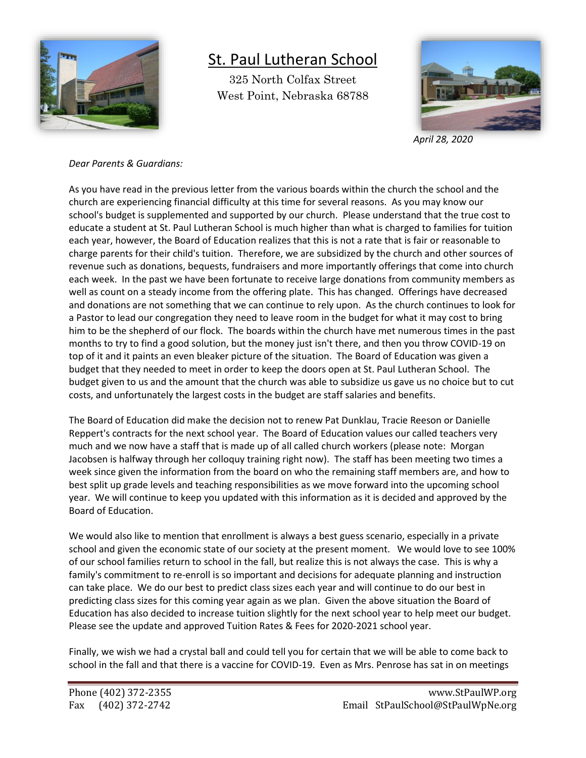# St. Paul Lutheran School

325 North Colfax Street
West Point, Nebraska 68788

*April 28, 2020*

*Dear Parents & Guardians:*

As you have read in the previous letter from the various boards within the church the school and the church are experiencing financial difficulty at this time for several reasons. As you may know our school's budget is supplemented and supported by our church. Please understand that the true cost to educate a student at St. Paul Lutheran School is much higher than what is charged to families for tuition each year, however, the Board of Education realizes that this is not a rate that is fair or reasonable to charge parents for their child's tuition. Therefore, we are subsidized by the church and other sources of revenue such as donations, bequests, fundraisers and more importantly offerings that come into church each week. In the past we have been fortunate to receive large donations from community members as well as count on a steady income from the offering plate. This has changed. Offerings have decreased and donations are not something that we can continue to rely upon. As the church continues to look for a Pastor to lead our congregation they need to leave room in the budget for what it may cost to bring him to be the shepherd of our flock. The boards within the church have met numerous times in the past months to try to find a good solution, but the money just isn't there, and then you throw COVID-19 on top of it and it paints an even bleaker picture of the situation. The Board of Education was given a budget that they needed to meet in order to keep the doors open at St. Paul Lutheran School. The budget given to us and the amount that the church was able to subsidize us gave us no choice but to cut costs, and unfortunately the largest costs in the budget are staff salaries and benefits.

The Board of Education did make the decision not to renew Pat Dunklau, Tracie Reeson or Danielle Reppert's contracts for the next school year. The Board of Education values our called teachers very much and we now have a staff that is made up of all called church workers (please note: Morgan Jacobsen is halfway through her colloquy training right now). The staff has been meeting two times a week since given the information from the board on who the remaining staff members are, and how to best split up grade levels and teaching responsibilities as we move forward into the upcoming school year. We will continue to keep you updated with this information as it is decided and approved by the Board of Education.

We would also like to mention that enrollment is always a best guess scenario, especially in a private school and given the economic state of our society at the present moment. We would love to see 100% of our school families return to school in the fall, but realize this is not always the case. This is why a family's commitment to re-enroll is so important and decisions for adequate planning and instruction can take place. We do our best to predict class sizes each year and will continue to do our best in predicting class sizes for this coming year again as we plan. Given the above situation the Board of Education has also decided to increase tuition slightly for the next school year to help meet our budget. Please see the update and approved Tuition Rates & Fees for 2020-2021 school year.

Finally, we wish we had a crystal ball and could tell you for certain that we will be able to come back to school in the fall and that there is a vaccine for COVID-19. Even as Mrs. Penrose has sat in on meetings

Phone (402) 372-2355
Fax (402) 372-2742
www.StPaulWP.org
Email StPaulSchool@StPaulWpNe.org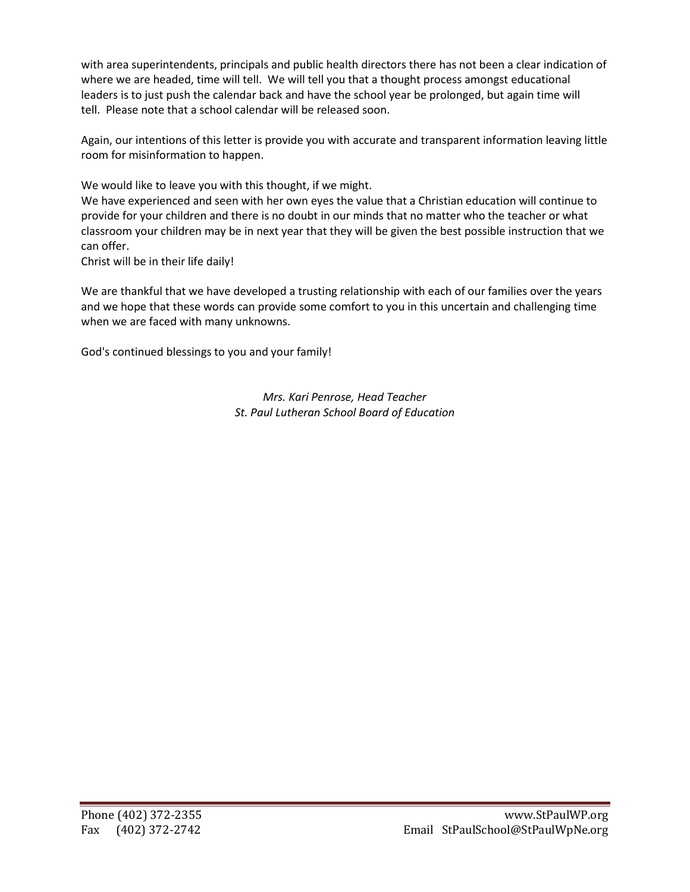with area superintendents, principals and public health directors there has not been a clear indication of where we are headed, time will tell. We will tell you that a thought process amongst educational leaders is to just push the calendar back and have the school year be prolonged, but again time will tell. Please note that a school calendar will be released soon.

Again, our intentions of this letter is provide you with accurate and transparent information leaving little room for misinformation to happen.

We would like to leave you with this thought, if we might.
We have experienced and seen with her own eyes the value that a Christian education will continue to provide for your children and there is no doubt in our minds that no matter who the teacher or what classroom your children may be in next year that they will be given the best possible instruction that we can offer.
Christ will be in their life daily!

We are thankful that we have developed a trusting relationship with each of our families over the years and we hope that these words can provide some comfort to you in this uncertain and challenging time when we are faced with many unknowns.

God's continued blessings to you and your family!

*Mrs. Kari Penrose, Head Teacher*
*St. Paul Lutheran School Board of Education*

Phone (402) 372-2355
Fax (402) 372-2742

www.StPaulWP.org
Email StPaulSchool@StPaulWpNe.org